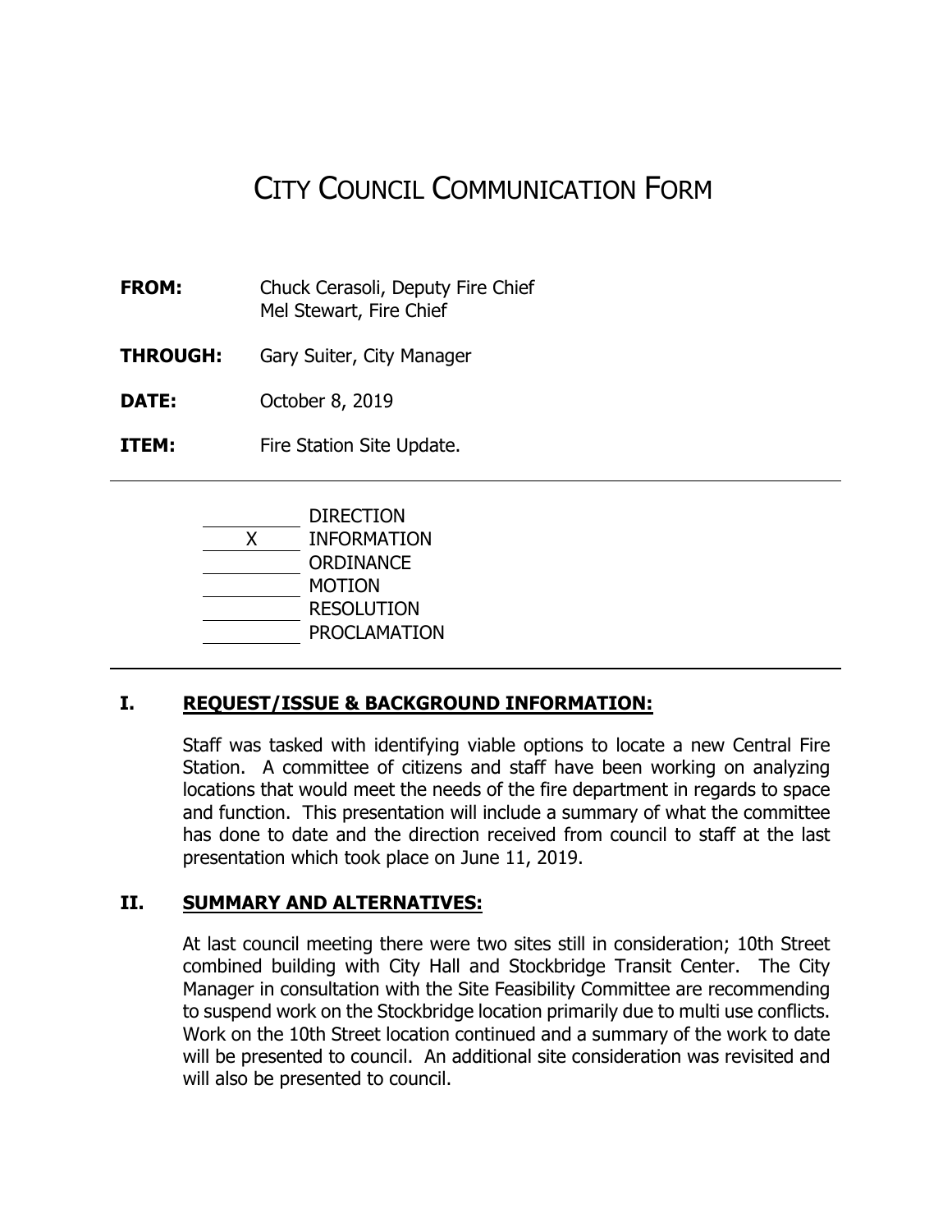# CITY COUNCIL COMMUNICATION FORM

**FROM:** Chuck Cerasoli, Deputy Fire Chief
Mel Stewart, Fire Chief

**THROUGH:** Gary Suiter, City Manager

**DATE:** October 8, 2019

**ITEM:** Fire Station Site Update.

---

\_\_\_\_\_\_\_\_ DIRECTION
\_\_\_X\_\_\_ INFORMATION
\_\_\_\_\_\_\_\_ ORDINANCE
\_\_\_\_\_\_\_\_ MOTION
\_\_\_\_\_\_\_\_ RESOLUTION
\_\_\_\_\_\_\_\_ PROCLAMATION

---

## I. REQUEST/ISSUE & BACKGROUND INFORMATION:

Staff was tasked with identifying viable options to locate a new Central Fire Station. A committee of citizens and staff have been working on analyzing locations that would meet the needs of the fire department in regards to space and function. This presentation will include a summary of what the committee has done to date and the direction received from council to staff at the last presentation which took place on June 11, 2019.

## II. SUMMARY AND ALTERNATIVES:

At last council meeting there were two sites still in consideration; 10th Street combined building with City Hall and Stockbridge Transit Center. The City Manager in consultation with the Site Feasibility Committee are recommending to suspend work on the Stockbridge location primarily due to multi use conflicts. Work on the 10th Street location continued and a summary of the work to date will be presented to council. An additional site consideration was revisited and will also be presented to council.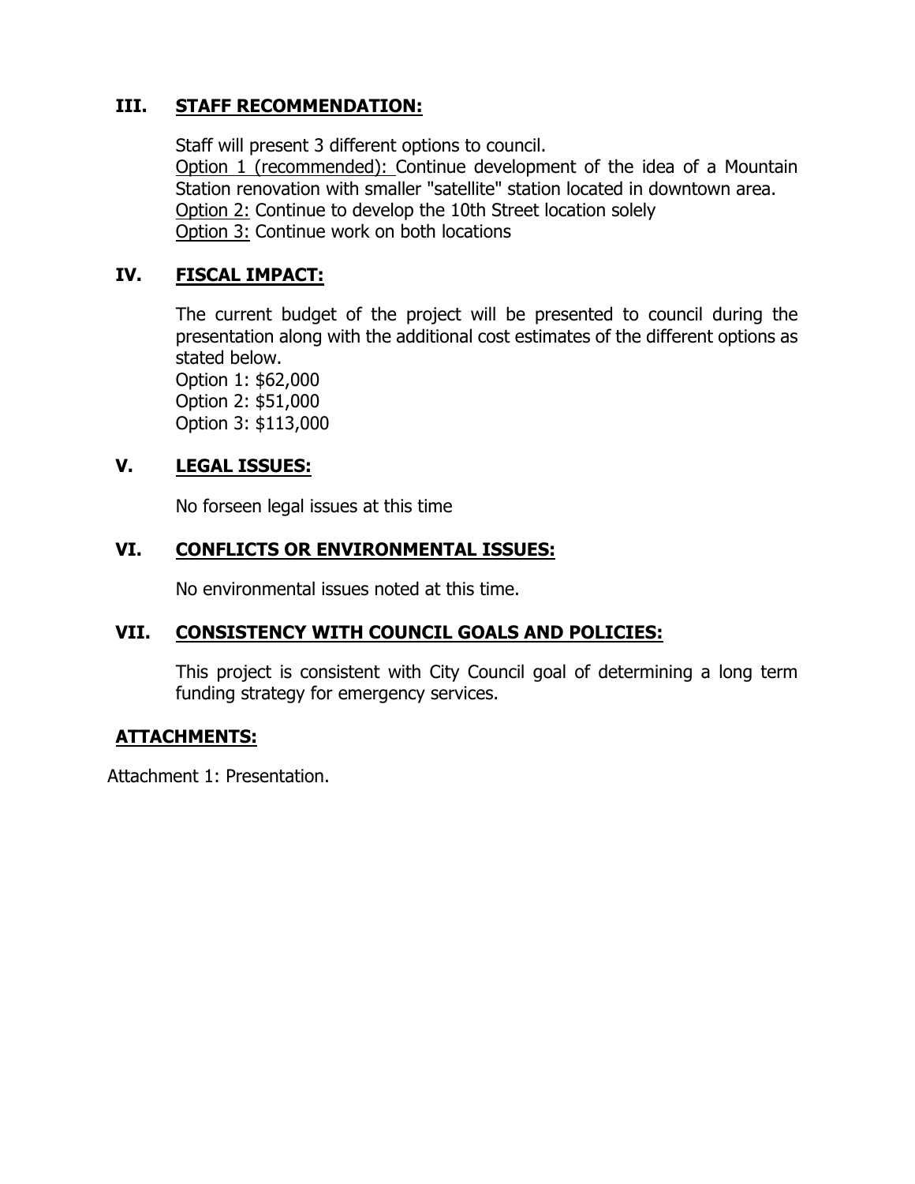## III. STAFF RECOMMENDATION:

Staff will present 3 different options to council.
Option 1 (recommended): Continue development of the idea of a Mountain Station renovation with smaller "satellite" station located in downtown area.
Option 2: Continue to develop the 10th Street location solely
Option 3: Continue work on both locations

## IV. FISCAL IMPACT:

The current budget of the project will be presented to council during the presentation along with the additional cost estimates of the different options as stated below.
Option 1: $62,000
Option 2: $51,000
Option 3: $113,000

## V. LEGAL ISSUES:

No forseen legal issues at this time

## VI. CONFLICTS OR ENVIRONMENTAL ISSUES:

No environmental issues noted at this time.

## VII. CONSISTENCY WITH COUNCIL GOALS AND POLICIES:

This project is consistent with City Council goal of determining a long term funding strategy for emergency services.

## ATTACHMENTS:

Attachment 1: Presentation.